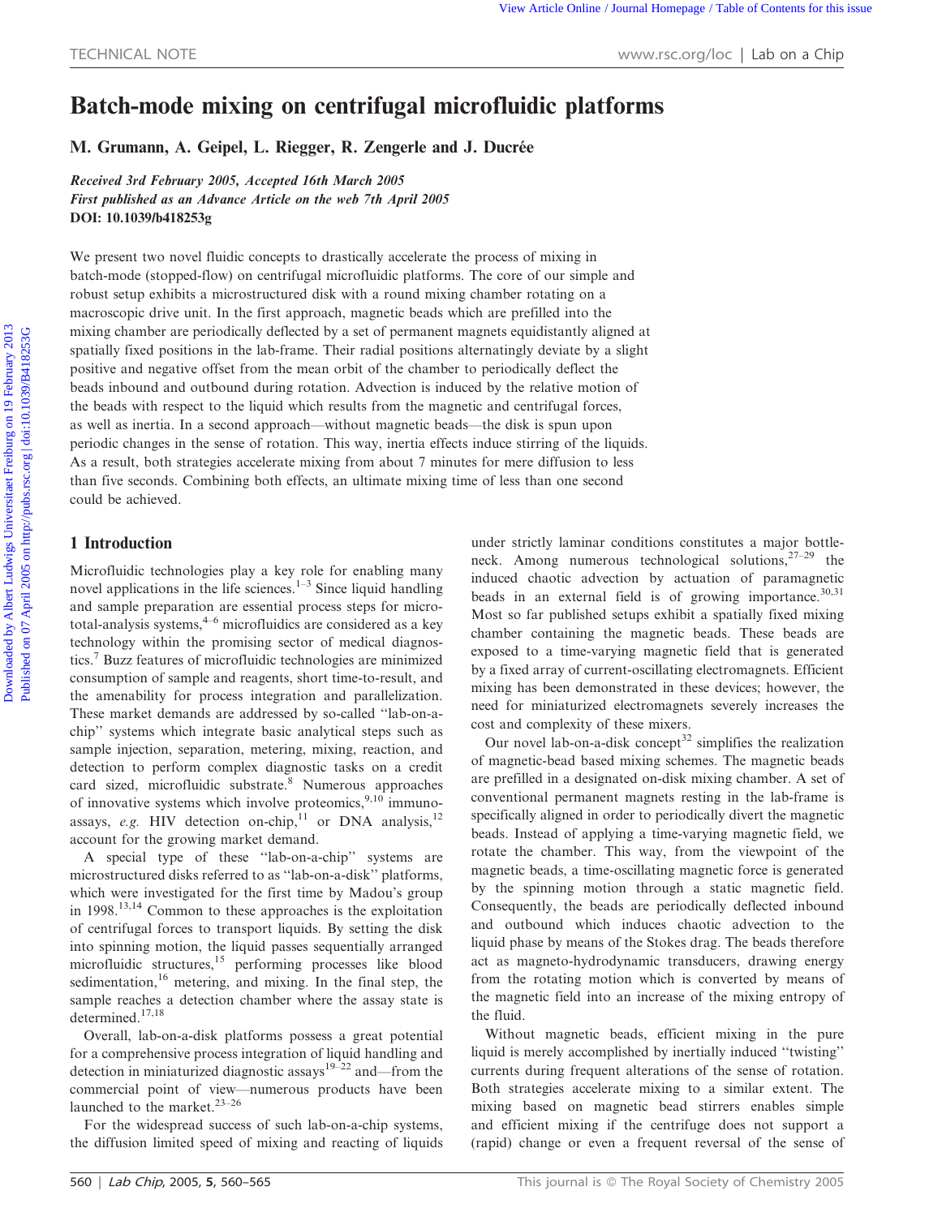# Batch-mode mixing on centrifugal microfluidic platforms

**M. Grumann, A. Geipel, L. Riegger, R. Zengerle and J. Ducrée**

*Received 3rd February 2005, Accepted 16th March 2005*
*First published as an Advance Article on the web 7th April 2005*
**DOI: 10.1039/b418253g**

We present two novel fluidic concepts to drastically accelerate the process of mixing in batch-mode (stopped-flow) on centrifugal microfluidic platforms. The core of our simple and robust setup exhibits a microstructured disk with a round mixing chamber rotating on a macroscopic drive unit. In the first approach, magnetic beads which are prefilled into the mixing chamber are periodically deflected by a set of permanent magnets equidistantly aligned at spatially fixed positions in the lab-frame. Their radial positions alternatingly deviate by a slight positive and negative offset from the mean orbit of the chamber to periodically deflect the beads inbound and outbound during rotation. Advection is induced by the relative motion of the beads with respect to the liquid which results from the magnetic and centrifugal forces, as well as inertia. In a second approach—without magnetic beads—the disk is spun upon periodic changes in the sense of rotation. This way, inertia effects induce stirring of the liquids. As a result, both strategies accelerate mixing from about 7 minutes for mere diffusion to less than five seconds. Combining both effects, an ultimate mixing time of less than one second could be achieved.

## 1 Introduction

Microfluidic technologies play a key role for enabling many novel applications in the life sciences.[1–3] Since liquid handling and sample preparation are essential process steps for micro-total-analysis systems,[4–6] microfluidics are considered as a key technology within the promising sector of medical diagnostics.[7] Buzz features of microfluidic technologies are minimized consumption of sample and reagents, short time-to-result, and the amenability for process integration and parallelization. These market demands are addressed by so-called "lab-on-a-chip" systems which integrate basic analytical steps such as sample injection, separation, metering, mixing, reaction, and detection to perform complex diagnostic tasks on a credit card sized, microfluidic substrate.[8] Numerous approaches of innovative systems which involve proteomics,[9,10] immunoassays, *e.g.* HIV detection on-chip,[11] or DNA analysis,[12] account for the growing market demand.

A special type of these "lab-on-a-chip" systems are microstructured disks referred to as "lab-on-a-disk" platforms, which were investigated for the first time by Madou's group in 1998.[13,14] Common to these approaches is the exploitation of centrifugal forces to transport liquids. By setting the disk into spinning motion, the liquid passes sequentially arranged microfluidic structures,[15] performing processes like blood sedimentation,[16] metering, and mixing. In the final step, the sample reaches a detection chamber where the assay state is determined.[17,18]

Overall, lab-on-a-disk platforms possess a great potential for a comprehensive process integration of liquid handling and detection in miniaturized diagnostic assays[19–22] and—from the commercial point of view—numerous products have been launched to the market.[23–26]

For the widespread success of such lab-on-a-chip systems, the diffusion limited speed of mixing and reacting of liquids under strictly laminar conditions constitutes a major bottleneck. Among numerous technological solutions,[27–29] the induced chaotic advection by actuation of paramagnetic beads in an external field is of growing importance.[30,31] Most so far published setups exhibit a spatially fixed mixing chamber containing the magnetic beads. These beads are exposed to a time-varying magnetic field that is generated by a fixed array of current-oscillating electromagnets. Efficient mixing has been demonstrated in these devices; however, the need for miniaturized electromagnets severely increases the cost and complexity of these mixers.

Our novel lab-on-a-disk concept[32] simplifies the realization of magnetic-bead based mixing schemes. The magnetic beads are prefilled in a designated on-disk mixing chamber. A set of conventional permanent magnets resting in the lab-frame is specifically aligned in order to periodically divert the magnetic beads. Instead of applying a time-varying magnetic field, we rotate the chamber. This way, from the viewpoint of the magnetic beads, a time-oscillating magnetic force is generated by the spinning motion through a static magnetic field. Consequently, the beads are periodically deflected inbound and outbound which induces chaotic advection to the liquid phase by means of the Stokes drag. The beads therefore act as magneto-hydrodynamic transducers, drawing energy from the rotating motion which is converted by means of the magnetic field into an increase of the mixing entropy of the fluid.

Without magnetic beads, efficient mixing in the pure liquid is merely accomplished by inertially induced "twisting" currents during frequent alterations of the sense of rotation. Both strategies accelerate mixing to a similar extent. The mixing based on magnetic bead stirrers enables simple and efficient mixing if the centrifuge does not support a (rapid) change or even a frequent reversal of the sense of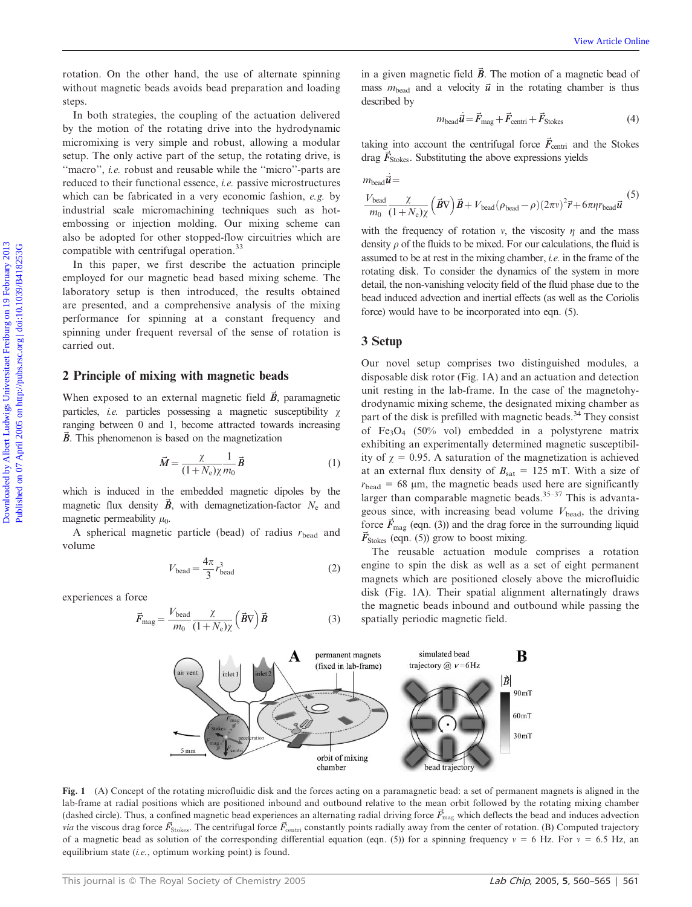rotation. On the other hand, the use of alternate spinning without magnetic beads avoids bead preparation and loading steps.

In both strategies, the coupling of the actuation delivered by the motion of the rotating drive into the hydrodynamic micromixing is very simple and robust, allowing a modular setup. The only active part of the setup, the rotating drive, is "macro", *i.e.* robust and reusable while the "micro"-parts are reduced to their functional essence, *i.e.* passive microstructures which can be fabricated in a very economic fashion, *e.g.* by industrial scale micromachining techniques such as hot-embossing or injection molding. Our mixing scheme can also be adopted for other stopped-flow circuitries which are compatible with centrifugal operation.[33]

In this paper, we first describe the actuation principle employed for our magnetic bead based mixing scheme. The laboratory setup is then introduced, the results obtained are presented, and a comprehensive analysis of the mixing performance for spinning at a constant frequency and spinning under frequent reversal of the sense of rotation is carried out.

## 2 Principle of mixing with magnetic beads

When exposed to an external magnetic field $\vec{B}$, paramagnetic particles, *i.e.* particles possessing a magnetic susceptibility $\chi$ ranging between 0 and 1, become attracted towards increasing $\vec{B}$. This phenomenon is based on the magnetization

$$\vec{M} = \frac{\chi}{(1+N_e)\chi} \frac{1}{m_0} \vec{B} \tag{1}$$

which is induced in the embedded magnetic dipoles by the magnetic flux density $\vec{B}$, with demagnetization-factor $N_e$ and magnetic permeability $\mu_0$.

A spherical magnetic particle (bead) of radius $r_{bead}$ and volume

$$V_{bead} = \frac{4\pi}{3} r_{bead}^3 \tag{2}$$

experiences a force

$$\vec{F}_{mag} = \frac{V_{bead}}{m_0} \frac{\chi}{(1+N_e)\chi} \left(\vec{B}\nabla\right)\vec{B} \tag{3}$$

in a given magnetic field $\vec{B}$. The motion of a magnetic bead of mass $m_{bead}$ and a velocity $\vec{u}$ in the rotating chamber is thus described by

$$m_{bead}\dot{\vec{u}} = \vec{F}_{mag} + \vec{F}_{centri} + \vec{F}_{Stokes} \tag{4}$$

taking into account the centrifugal force $\vec{F}_{centri}$ and the Stokes drag $\vec{F}_{Stokes}$. Substituting the above expressions yields

$$m_{bead}\dot{\vec{u}} = \frac{V_{bead}}{m_0} \frac{\chi}{(1+N_e)\chi} \left(\vec{B}\nabla\right)\vec{B} + V_{bead}(\rho_{bead} - \rho)(2\pi\nu)^2\vec{r} + 6\pi\eta r_{bead}\vec{u} \tag{5}$$

with the frequency of rotation $\nu$, the viscosity $\eta$ and the mass density $\rho$ of the fluids to be mixed. For our calculations, the fluid is assumed to be at rest in the mixing chamber, *i.e.* in the frame of the rotating disk. To consider the dynamics of the system in more detail, the non-vanishing velocity field of the fluid phase due to the bead induced advection and inertial effects (as well as the Coriolis force) would have to be incorporated into eqn. (5).

## 3 Setup

Our novel setup comprises two distinguished modules, a disposable disk rotor (Fig. 1A) and an actuation and detection unit resting in the lab-frame. In the case of the magnetohydrodynamic mixing scheme, the designated mixing chamber as part of the disk is prefilled with magnetic beads.[34] They consist of $Fe_3O_4$ (50% vol) embedded in a polystyrene matrix exhibiting an experimentally determined magnetic susceptibility of $\chi = 0.95$. A saturation of the magnetization is achieved at an external flux density of $B_{sat} = 125$ mT. With a size of $r_{bead} = 68$ µm, the magnetic beads used here are significantly larger than comparable magnetic beads.[35–37] This is advantageous since, with increasing bead volume $V_{bead}$, the driving force $\vec{F}_{mag}$ (eqn. (3)) and the drag force in the surrounding liquid $\vec{F}_{Stokes}$ (eqn. (5)) grow to boost mixing.

The reusable actuation module comprises a rotation engine to spin the disk as well as a set of eight permanent magnets which are positioned closely above the microfluidic disk (Fig. 1A). Their spatial alignment alternatingly draws the magnetic beads inbound and outbound while passing the spatially periodic magnetic field.

**Fig. 1** (A) Concept of the rotating microfluidic disk and the forces acting on a paramagnetic bead: a set of permanent magnets is aligned in the lab-frame at radial positions which are positioned inbound and outbound relative to the mean orbit followed by the rotating mixing chamber (dashed circle). Thus, a confined magnetic bead experiences an alternating radial driving force $\vec{F}_{mag}$ which deflects the bead and induces advection *via* the viscous drag force $\vec{F}_{Stokes}$. The centrifugal force $\vec{F}_{centri}$ constantly points radially away from the center of rotation. (B) Computed trajectory of a magnetic bead as solution of the corresponding differential equation (eqn. (5)) for a spinning frequency $\nu = 6$ Hz. For $\nu = 6.5$ Hz, an equilibrium state (*i.e.*, optimum working point) is found.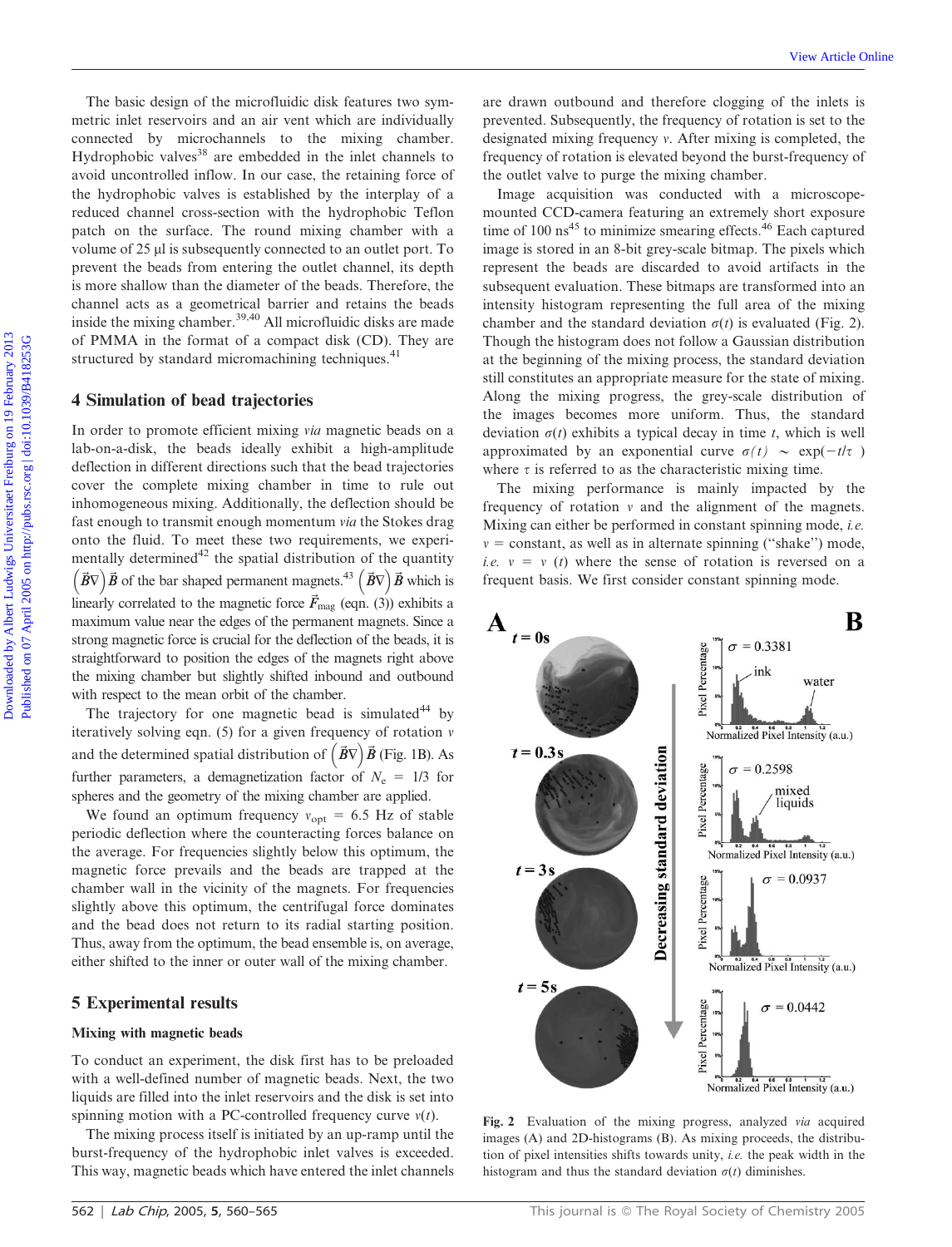The basic design of the microfluidic disk features two symmetric inlet reservoirs and an air vent which are individually connected by microchannels to the mixing chamber. Hydrophobic valves[38] are embedded in the inlet channels to avoid uncontrolled inflow. In our case, the retaining force of the hydrophobic valves is established by the interplay of a reduced channel cross-section with the hydrophobic Teflon patch on the surface. The round mixing chamber with a volume of 25 µl is subsequently connected to an outlet port. To prevent the beads from entering the outlet channel, its depth is more shallow than the diameter of the beads. Therefore, the channel acts as a geometrical barrier and retains the beads inside the mixing chamber.[39,40] All microfluidic disks are made of PMMA in the format of a compact disk (CD). They are structured by standard micromachining techniques.[41]

## 4 Simulation of bead trajectories

In order to promote efficient mixing *via* magnetic beads on a lab-on-a-disk, the beads ideally exhibit a high-amplitude deflection in different directions such that the bead trajectories cover the complete mixing chamber in time to rule out inhomogeneous mixing. Additionally, the deflection should be fast enough to transmit enough momentum *via* the Stokes drag onto the fluid. To meet these two requirements, we experimentally determined[42] the spatial distribution of the quantity $\left(\vec{B}\nabla\right)\vec{B}$ of the bar shaped permanent magnets.[43] $\left(\vec{B}\nabla\right)\vec{B}$ which is linearly correlated to the magnetic force $\vec{F}_{\mathrm{mag}}$ (eqn. (3)) exhibits a maximum value near the edges of the permanent magnets. Since a strong magnetic force is crucial for the deflection of the beads, it is straightforward to position the edges of the magnets right above the mixing chamber but slightly shifted inbound and outbound with respect to the mean orbit of the chamber.

The trajectory for one magnetic bead is simulated[44] by iteratively solving eqn. (5) for a given frequency of rotation $\nu$ and the determined spatial distribution of $\left(\vec{B}\nabla\right)\vec{B}$ (Fig. 1B). As further parameters, a demagnetization factor of $N_e$ = 1/3 for spheres and the geometry of the mixing chamber are applied.

We found an optimum frequency $\nu_{\mathrm{opt}}$ = 6.5 Hz of stable periodic deflection where the counteracting forces balance on the average. For frequencies slightly below this optimum, the magnetic force prevails and the beads are trapped at the chamber wall in the vicinity of the magnets. For frequencies slightly above this optimum, the centrifugal force dominates and the bead does not return to its radial starting position. Thus, away from the optimum, the bead ensemble is, on average, either shifted to the inner or outer wall of the mixing chamber.

## 5 Experimental results

### Mixing with magnetic beads

To conduct an experiment, the disk first has to be preloaded with a well-defined number of magnetic beads. Next, the two liquids are filled into the inlet reservoirs and the disk is set into spinning motion with a PC-controlled frequency curve $\nu(t)$.

The mixing process itself is initiated by an up-ramp until the burst-frequency of the hydrophobic inlet valves is exceeded. This way, magnetic beads which have entered the inlet channels are drawn outbound and therefore clogging of the inlets is prevented. Subsequently, the frequency of rotation is set to the designated mixing frequency $\nu$. After mixing is completed, the frequency of rotation is elevated beyond the burst-frequency of the outlet valve to purge the mixing chamber.

Image acquisition was conducted with a microscope-mounted CCD-camera featuring an extremely short exposure time of 100 ns[45] to minimize smearing effects.[46] Each captured image is stored in an 8-bit grey-scale bitmap. The pixels which represent the beads are discarded to avoid artifacts in the subsequent evaluation. These bitmaps are transformed into an intensity histogram representing the full area of the mixing chamber and the standard deviation $\sigma(t)$ is evaluated (Fig. 2). Though the histogram does not follow a Gaussian distribution at the beginning of the mixing process, the standard deviation still constitutes an appropriate measure for the state of mixing. Along the mixing progress, the grey-scale distribution of the images becomes more uniform. Thus, the standard deviation $\sigma(t)$ exhibits a typical decay in time $t$, which is well approximated by an exponential curve $\sigma(t) \sim \exp(-t/\tau)$ where $\tau$ is referred to as the characteristic mixing time.

The mixing performance is mainly impacted by the frequency of rotation $\nu$ and the alignment of the magnets. Mixing can either be performed in constant spinning mode, *i.e.* $\nu$ = constant, as well as in alternate spinning ("shake") mode, *i.e.* $\nu = \nu(t)$ where the sense of rotation is reversed on a frequent basis. We first consider constant spinning mode.

**Fig. 2** Evaluation of the mixing progress, analyzed *via* acquired images (A) and 2D-histograms (B). As mixing proceeds, the distribution of pixel intensities shifts towards unity, *i.e.* the peak width in the histogram and thus the standard deviation $\sigma(t)$ diminishes.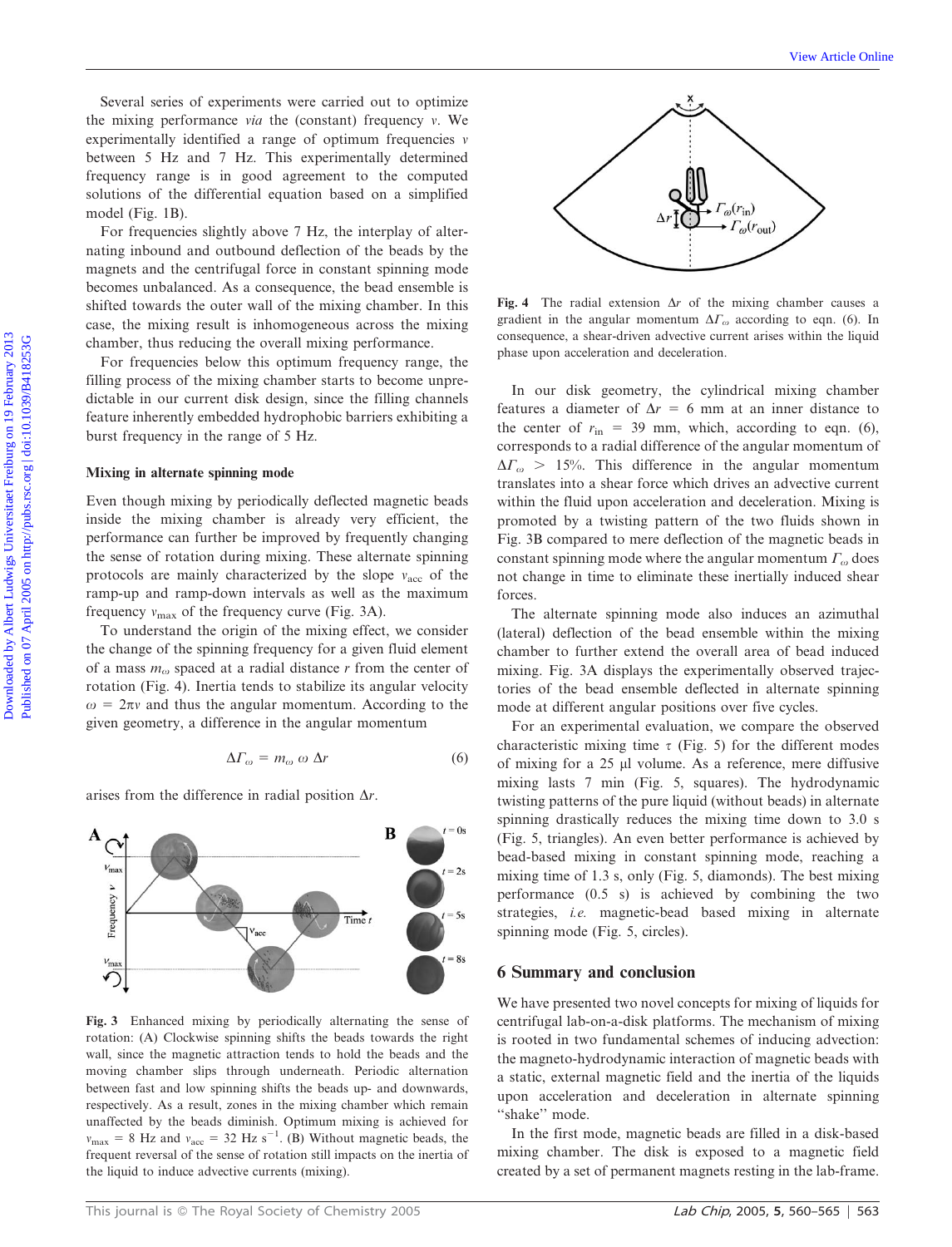Several series of experiments were carried out to optimize the mixing performance *via* the (constant) frequency $\nu$. We experimentally identified a range of optimum frequencies $\nu$ between 5 Hz and 7 Hz. This experimentally determined frequency range is in good agreement to the computed solutions of the differential equation based on a simplified model (Fig. 1B).

For frequencies slightly above 7 Hz, the interplay of alternating inbound and outbound deflection of the beads by the magnets and the centrifugal force in constant spinning mode becomes unbalanced. As a consequence, the bead ensemble is shifted towards the outer wall of the mixing chamber. In this case, the mixing result is inhomogeneous across the mixing chamber, thus reducing the overall mixing performance.

For frequencies below this optimum frequency range, the filling process of the mixing chamber starts to become unpredictable in our current disk design, since the filling channels feature inherently embedded hydrophobic barriers exhibiting a burst frequency in the range of 5 Hz.

### Mixing in alternate spinning mode

Even though mixing by periodically deflected magnetic beads inside the mixing chamber is already very efficient, the performance can further be improved by frequently changing the sense of rotation during mixing. These alternate spinning protocols are mainly characterized by the slope $\nu_{acc}$ of the ramp-up and ramp-down intervals as well as the maximum frequency $\nu_{max}$ of the frequency curve (Fig. 3A).

To understand the origin of the mixing effect, we consider the change of the spinning frequency for a given fluid element of a mass $m_\omega$ spaced at a radial distance $r$ from the center of rotation (Fig. 4). Inertia tends to stabilize its angular velocity $\omega = 2\pi\nu$ and thus the angular momentum. According to the given geometry, a difference in the angular momentum

$$\Delta\Gamma_\omega = m_\omega\,\omega\,\Delta r \tag{6}$$

arises from the difference in radial position $\Delta r$.

**Fig. 3** Enhanced mixing by periodically alternating the sense of rotation: (A) Clockwise spinning shifts the beads towards the right wall, since the magnetic attraction tends to hold the beads and the moving chamber slips through underneath. Periodic alternation between fast and low spinning shifts the beads up- and downwards, respectively. As a result, zones in the mixing chamber which remain unaffected by the beads diminish. Optimum mixing is achieved for $\nu_{max}$ = 8 Hz and $\nu_{acc}$ = 32 Hz $s^{-1}$. (B) Without magnetic beads, the frequent reversal of the sense of rotation still impacts on the inertia of the liquid to induce advective currents (mixing).

**Fig. 4** The radial extension $\Delta r$ of the mixing chamber causes a gradient in the angular momentum $\Delta\Gamma_\omega$ according to eqn. (6). In consequence, a shear-driven advective current arises within the liquid phase upon acceleration and deceleration.

In our disk geometry, the cylindrical mixing chamber features a diameter of $\Delta r$ = 6 mm at an inner distance to the center of $r_{in}$ = 39 mm, which, according to eqn. (6), corresponds to a radial difference of the angular momentum of $\Delta\Gamma_\omega$ > 15%. This difference in the angular momentum translates into a shear force which drives an advective current within the fluid upon acceleration and deceleration. Mixing is promoted by a twisting pattern of the two fluids shown in Fig. 3B compared to mere deflection of the magnetic beads in constant spinning mode where the angular momentum $\Gamma_\omega$ does not change in time to eliminate these inertially induced shear forces.

The alternate spinning mode also induces an azimuthal (lateral) deflection of the bead ensemble within the mixing chamber to further extend the overall area of bead induced mixing. Fig. 3A displays the experimentally observed trajectories of the bead ensemble deflected in alternate spinning mode at different angular positions over five cycles.

For an experimental evaluation, we compare the observed characteristic mixing time $\tau$ (Fig. 5) for the different modes of mixing for a 25 µl volume. As a reference, mere diffusive mixing lasts 7 min (Fig. 5, squares). The hydrodynamic twisting patterns of the pure liquid (without beads) in alternate spinning drastically reduces the mixing time down to 3.0 s (Fig. 5, triangles). An even better performance is achieved by bead-based mixing in constant spinning mode, reaching a mixing time of 1.3 s, only (Fig. 5, diamonds). The best mixing performance (0.5 s) is achieved by combining the two strategies, *i.e.* magnetic-bead based mixing in alternate spinning mode (Fig. 5, circles).

## 6 Summary and conclusion

We have presented two novel concepts for mixing of liquids for centrifugal lab-on-a-disk platforms. The mechanism of mixing is rooted in two fundamental schemes of inducing advection: the magneto-hydrodynamic interaction of magnetic beads with a static, external magnetic field and the inertia of the liquids upon acceleration and deceleration in alternate spinning "shake" mode.

In the first mode, magnetic beads are filled in a disk-based mixing chamber. The disk is exposed to a magnetic field created by a set of permanent magnets resting in the lab-frame.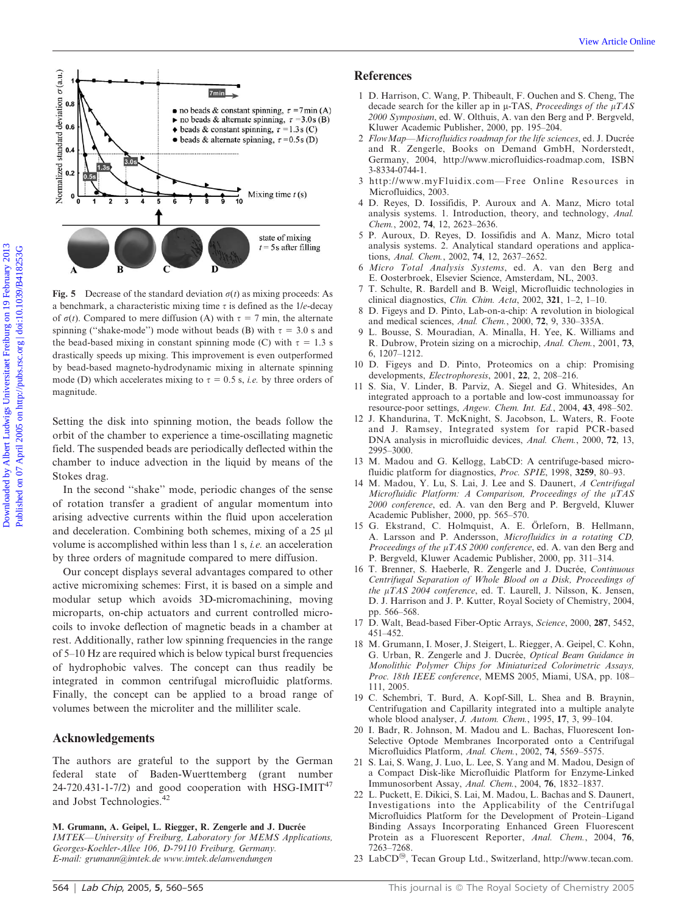Fig. 5 Decrease of the standard deviation $\sigma(t)$ as mixing proceeds: As a benchmark, a characteristic mixing time $\tau$ is defined as the $1/e$-decay of $\sigma(t)$. Compared to mere diffusion (A) with $\tau$ = 7 min, the alternate spinning ("shake-mode") mode without beads (B) with $\tau$ = 3.0 s and the bead-based mixing in constant spinning mode (C) with $\tau$ = 1.3 s drastically speeds up mixing. This improvement is even outperformed by bead-based magneto-hydrodynamic mixing in alternate spinning mode (D) which accelerates mixing to $\tau$ = 0.5 s, *i.e.* by three orders of magnitude.

Setting the disk into spinning motion, the beads follow the orbit of the chamber to experience a time-oscillating magnetic field. The suspended beads are periodically deflected within the chamber to induce advection in the liquid by means of the Stokes drag.

In the second "shake" mode, periodic changes of the sense of rotation transfer a gradient of angular momentum into arising advective currents within the fluid upon acceleration and deceleration. Combining both schemes, mixing of a 25 µl volume is accomplished within less than 1 s, *i.e.* an acceleration by three orders of magnitude compared to mere diffusion.

Our concept displays several advantages compared to other active micromixing schemes: First, it is based on a simple and modular setup which avoids 3D-micromachining, moving microparts, on-chip actuators and current controlled micro-coils to invoke deflection of magnetic beads in a chamber at rest. Additionally, rather low spinning frequencies in the range of 5–10 Hz are required which is below typical burst frequencies of hydrophobic valves. The concept can thus readily be integrated in common centrifugal microfluidic platforms. Finally, the concept can be applied to a broad range of volumes between the microliter and the milliliter scale.

## Acknowledgements

The authors are grateful to the support by the German federal state of Baden-Wuerttemberg (grant number 24-720.431-1-7/2) and good cooperation with HSG-IMIT[47] and Jobst Technologies.[42]

**M. Grumann, A. Geipel, L. Riegger, R. Zengerle and J. Ducrée**
*IMTEK—University of Freiburg, Laboratory for MEMS Applications, Georges-Koehler-Allee 106, D-79110 Freiburg, Germany.*
*E-mail: grumann@imtek.de www.imtek.de/anwendungen*

## References

1. D. Harrison, C. Wang, P. Thibeault, F. Ouchen and S. Cheng, The decade search for the killer ap in µ-TAS, *Proceedings of the µTAS 2000 Symposium*, ed. W. Olthuis, A. van den Berg and P. Bergveld, Kluwer Academic Publisher, 2000, pp. 195–204.
2. *FlowMap—Microfluidics roadmap for the life sciences*, ed. J. Ducrée and R. Zengerle, Books on Demand GmbH, Norderstedt, Germany, 2004, http://www.microfluidics-roadmap.com, ISBN 3-8334-0744-1.
3. http://www.myFluidix.com—Free Online Resources in Microfluidics, 2003.
4. D. Reyes, D. Iossifidis, P. Auroux and A. Manz, Micro total analysis systems. 1. Introduction, theory, and technology, *Anal. Chem.*, 2002, **74**, 12, 2623–2636.
5. P. Auroux, D. Reyes, D. Iossifidis and A. Manz, Micro total analysis systems. 2. Analytical standard operations and applications, *Anal. Chem.*, 2002, **74**, 12, 2637–2652.
6. *Micro Total Analysis Systems*, ed. A. van den Berg and E. Oosterbroek, Elsevier Science, Amsterdam, NL, 2003.
7. T. Schulte, R. Bardell and B. Weigl, Microfluidic technologies in clinical diagnostics, *Clin. Chim. Acta*, 2002, **321**, 1–2, 1–10.
8. D. Figeys and D. Pinto, Lab-on-a-chip: A revolution in biological and medical sciences, *Anal. Chem.*, 2000, **72**, 9, 330–335A.
9. L. Bousse, S. Mouradian, A. Minalla, H. Yee, K. Williams and R. Dubrow, Protein sizing on a microchip, *Anal. Chem.*, 2001, **73**, 6, 1207–1212.
10. D. Figeys and D. Pinto, Proteomics on a chip: Promising developments, *Electrophoresis*, 2001, **22**, 2, 208–216.
11. S. Sia, V. Linder, B. Parviz, A. Siegel and G. Whitesides, An integrated approach to a portable and low-cost immunoassay for resource-poor settings, *Angew. Chem. Int. Ed.*, 2004, **43**, 498–502.
12. J. Khandurina, T. McKnight, S. Jacobson, L. Waters, R. Foote and J. Ramsey, Integrated system for rapid PCR-based DNA analysis in microfluidic devices, *Anal. Chem.*, 2000, **72**, 13, 2995–3000.
13. M. Madou and G. Kellogg, LabCD: A centrifuge-based microfluidic platform for diagnostics, *Proc. SPIE*, 1998, **3259**, 80–93.
14. M. Madou, Y. Lu, S. Lai, J. Lee and S. Daunert, *A Centrifugal Microfluidic Platform: A Comparison, Proceedings of the µTAS 2000 conference*, ed. A. van den Berg and P. Bergveld, Kluwer Academic Publisher, 2000, pp. 565–570.
15. G. Ekstrand, C. Holmquist, A. E. Örleforn, B. Hellmann, A. Larsson and P. Andersson, *Microfluidics in a rotating CD, Proceedings of the µTAS 2000 conference*, ed. A. van den Berg and P. Bergveld, Kluwer Academic Publisher, 2000, pp. 311–314.
16. T. Brenner, S. Haeberle, R. Zengerle and J. Ducrée, *Continuous Centrifugal Separation of Whole Blood on a Disk, Proceedings of the µTAS 2004 conference*, ed. T. Laurell, J. Nilsson, K. Jensen, D. J. Harrison and J. P. Kutter, Royal Society of Chemistry, 2004, pp. 566–568.
17. D. Walt, Bead-based Fiber-Optic Arrays, *Science*, 2000, **287**, 5452, 451–452.
18. M. Grumann, I. Moser, J. Steigert, L. Riegger, A. Geipel, C. Kohn, G. Urban, R. Zengerle and J. Ducrée, *Optical Beam Guidance in Monolithic Polymer Chips for Miniaturized Colorimetric Assays, Proc. 18th IEEE conference*, MEMS 2005, Miami, USA, pp. 108–111, 2005.
19. C. Schembri, T. Burd, A. Kopf-Sill, L. Shea and B. Braynin, Centrifugation and Capillarity integrated into a multiple analyte whole blood analyser, *J. Autom. Chem.*, 1995, **17**, 3, 99–104.
20. I. Badr, R. Johnson, M. Madou and L. Bachas, Fluorescent Ion-Selective Optode Membranes Incorporated onto a Centrifugal Microfluidics Platform, *Anal. Chem.*, 2002, **74**, 5569–5575.
21. S. Lai, S. Wang, J. Luo, L. Lee, S. Yang and M. Madou, Design of a Compact Disk-like Microfluidic Platform for Enzyme-Linked Immunosorbent Assay, *Anal. Chem.*, 2004, **76**, 1832–1837.
22. L. Puckett, E. Dikici, S. Lai, M. Madou, L. Bachas and S. Daunert, Investigations into the Applicability of the Centrifugal Microfluidics Platform for the Development of Protein–Ligand Binding Assays Incorporating Enhanced Green Fluorescent Protein as a Fluorescent Reporter, *Anal. Chem.*, 2004, **76**, 7263–7268.
23. LabCD®, Tecan Group Ltd., Switzerland, http://www.tecan.com.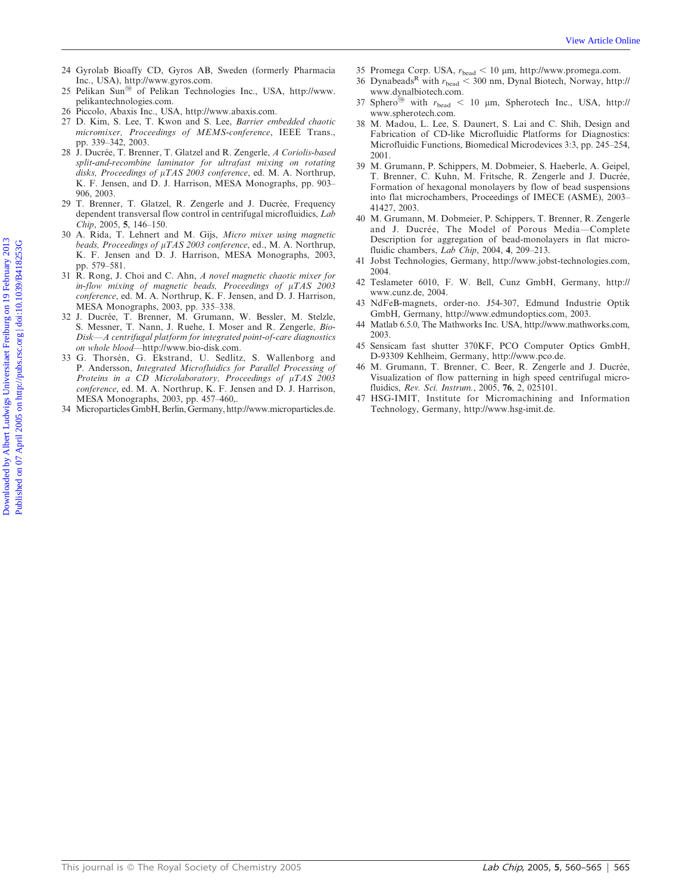24 Gyrolab Bioaffy CD, Gyros AB, Sweden (formerly Pharmacia Inc., USA), http://www.gyros.com.

25 Pelikan Sun™ of Pelikan Technologies Inc., USA, http://www.pelikantechnologies.com.

26 Piccolo, Abaxis Inc., USA, http://www.abaxis.com.

27 D. Kim, S. Lee, T. Kwon and S. Lee, *Barrier embedded chaotic micromixer, Proceedings of MEMS-conference*, IEEE Trans., pp. 339–342, 2003.

28 J. Ducrée, T. Brenner, T. Glatzel and R. Zengerle, *A Coriolis-based split-and-recombine laminator for ultrafast mixing on rotating disks, Proceedings of µTAS 2003 conference*, ed. M. A. Northrup, K. F. Jensen, and D. J. Harrison, MESA Monographs, pp. 903–906, 2003.

29 T. Brenner, T. Glatzel, R. Zengerle and J. Ducrée, Frequency dependent transversal flow control in centrifugal microfluidics, *Lab Chip*, 2005, **5**, 146–150.

30 A. Rida, T. Lehnert and M. Gijs, *Micro mixer using magnetic beads, Proceedings of µTAS 2003 conference*, ed., M. A. Northrup, K. F. Jensen and D. J. Harrison, MESA Monographs, 2003, pp. 579–581.

31 R. Rong, J. Choi and C. Ahn, *A novel magnetic chaotic mixer for in-flow mixing of magnetic beads, Proceedings of µTAS 2003 conference*, ed. M. A. Northrup, K. F. Jensen, and D. J. Harrison, MESA Monographs, 2003, pp. 335–338.

32 J. Ducrée, T. Brenner, M. Grumann, W. Bessler, M. Stelzle, S. Messner, T. Nann, J. Ruehe, I. Moser and R. Zengerle, *Bio-Disk—A centrifugal platform for integrated point-of-care diagnostics on whole blood*—http://www.bio-disk.com.

33 G. Thorsén, G. Ekstrand, U. Sedlitz, S. Wallenborg and P. Andersson, *Integrated Microfluidics for Parallel Processing of Proteins in a CD Microlaboratory, Proceedings of µTAS 2003 conference*, ed. M. A. Northrup, K. F. Jensen and D. J. Harrison, MESA Monographs, 2003, pp. 457–460,.

34 Microparticles GmbH, Berlin, Germany, http://www.microparticles.de.

35 Promega Corp. USA, $r_{bead}$ < 10 µm, http://www.promega.com.

36 Dynabeads$^R$ with $r_{bead}$ < 300 nm, Dynal Biotech, Norway, http://www.dynalbiotech.com.

37 Sphero™ with $r_{bead}$ < 10 µm, Spherotech Inc., USA, http://www.spherotech.com.

38 M. Madou, L. Lee, S. Daunert, S. Lai and C. Shih, Design and Fabrication of CD-like Microfluidic Platforms for Diagnostics: Microfluidic Functions, Biomedical Microdevices 3:3, pp. 245–254, 2001.

39 M. Grumann, P. Schippers, M. Dobmeier, S. Haeberle, A. Geipel, T. Brenner, C. Kuhn, M. Fritsche, R. Zengerle and J. Ducrée, Formation of hexagonal monolayers by flow of bead suspensions into flat microchambers, Proceedings of IMECE (ASME), 2003–41427, 2003.

40 M. Grumann, M. Dobmeier, P. Schippers, T. Brenner, R. Zengerle and J. Ducrée, The Model of Porous Media—Complete Description for aggregation of bead-monolayers in flat microfluidic chambers, *Lab Chip*, 2004, **4**, 209–213.

41 Jobst Technologies, Germany, http://www.jobst-technologies.com, 2004.

42 Teslameter 6010, F. W. Bell, Cunz GmbH, Germany, http://www.cunz.de, 2004.

43 NdFeB-magnets, order-no. J54-307, Edmund Industrie Optik GmbH, Germany, http://www.edmundoptics.com, 2003.

44 Matlab 6.5.0, The Mathworks Inc. USA, http://www.mathworks.com, 2003.

45 Sensicam fast shutter 370KF, PCO Computer Optics GmbH, D-93309 Kehlheim, Germany, http://www.pco.de.

46 M. Grumann, T. Brenner, C. Beer, R. Zengerle and J. Ducrée, Visualization of flow patterning in high speed centrifugal microfluidics, *Rev. Sci. Instrum.*, 2005, **76**, 2, 025101.

47 HSG-IMIT, Institute for Micromachining and Information Technology, Germany, http://www.hsg-imit.de.